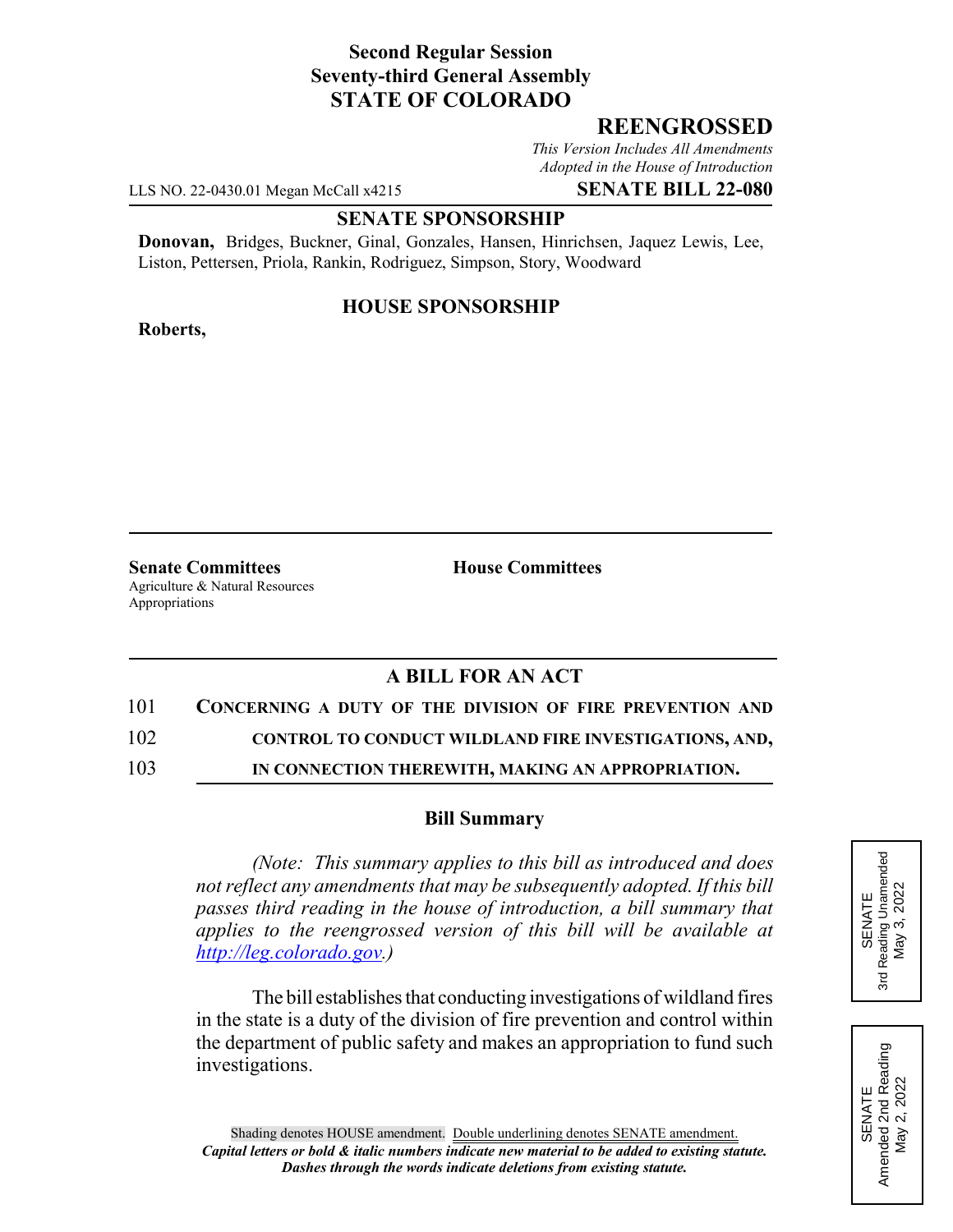**Second Regular Session**
**Seventy-third General Assembly**
**STATE OF COLORADO**

# REENGROSSED

*This Version Includes All Amendments Adopted in the House of Introduction*

LLS NO. 22-0430.01 Megan McCall x4215 **SENATE BILL 22-080**

**SENATE SPONSORSHIP**

**Donovan,** Bridges, Buckner, Ginal, Gonzales, Hansen, Hinrichsen, Jaquez Lewis, Lee, Liston, Pettersen, Priola, Rankin, Rodriguez, Simpson, Story, Woodward

**HOUSE SPONSORSHIP**

**Roberts,**

**Senate Committees**
Agriculture & Natural Resources
Appropriations

**House Committees**

**A BILL FOR AN ACT**

101 **CONCERNING A DUTY OF THE DIVISION OF FIRE PREVENTION AND**
102 **CONTROL TO CONDUCT WILDLAND FIRE INVESTIGATIONS, AND,**
103 **IN CONNECTION THEREWITH, MAKING AN APPROPRIATION.**

**Bill Summary**

*(Note: This summary applies to this bill as introduced and does not reflect any amendments that may be subsequently adopted. If this bill passes third reading in the house of introduction, a bill summary that applies to the reengrossed version of this bill will be available at http://leg.colorado.gov.)*

The bill establishes that conducting investigations of wildland fires in the state is a duty of the division of fire prevention and control within the department of public safety and makes an appropriation to fund such investigations.

SENATE
3rd Reading Unamended
May 3, 2022

SENATE
Amended 2nd Reading
May 2, 2022

Shading denotes HOUSE amendment. Double underlining denotes SENATE amendment.
*Capital letters or bold & italic numbers indicate new material to be added to existing statute.*
*Dashes through the words indicate deletions from existing statute.*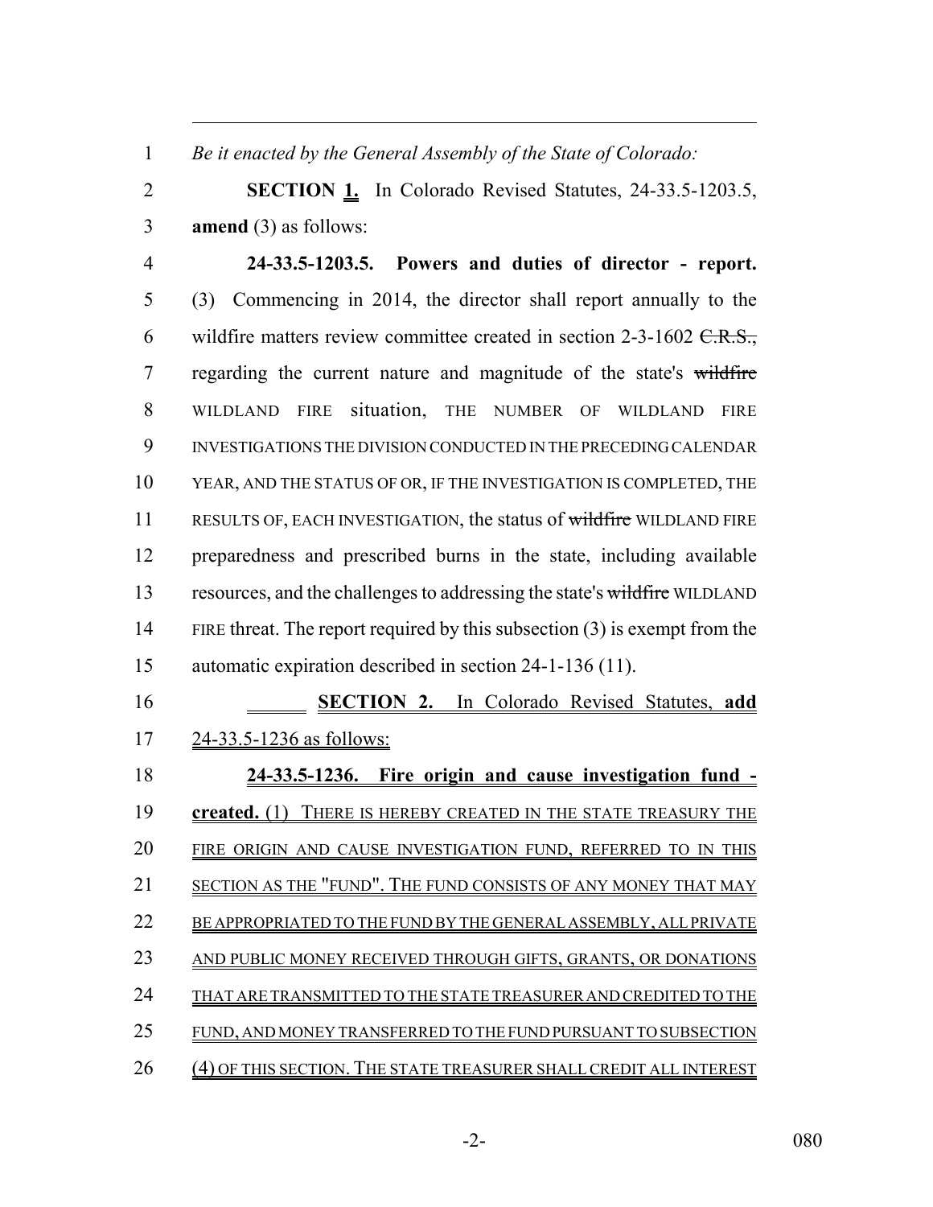*Be it enacted by the General Assembly of the State of Colorado:*

**SECTION 1.** In Colorado Revised Statutes, 24-33.5-1203.5, **amend** (3) as follows:

**24-33.5-1203.5. Powers and duties of director - report.** (3) Commencing in 2014, the director shall report annually to the wildfire matters review committee created in section 2-3-1602 ~~C.R.S.,~~ regarding the current nature and magnitude of the state's ~~wildfire~~ WILDLAND FIRE situation, THE NUMBER OF WILDLAND FIRE INVESTIGATIONS THE DIVISION CONDUCTED IN THE PRECEDING CALENDAR YEAR, AND THE STATUS OF OR, IF THE INVESTIGATION IS COMPLETED, THE RESULTS OF, EACH INVESTIGATION, the status of ~~wildfire~~ WILDLAND FIRE preparedness and prescribed burns in the state, including available resources, and the challenges to addressing the state's ~~wildfire~~ WILDLAND FIRE threat. The report required by this subsection (3) is exempt from the automatic expiration described in section 24-1-136 (11).

**SECTION 2.** In Colorado Revised Statutes, **add** 24-33.5-1236 as follows:

**24-33.5-1236. Fire origin and cause investigation fund - created.** (1) THERE IS HEREBY CREATED IN THE STATE TREASURY THE FIRE ORIGIN AND CAUSE INVESTIGATION FUND, REFERRED TO IN THIS SECTION AS THE "FUND". THE FUND CONSISTS OF ANY MONEY THAT MAY BE APPROPRIATED TO THE FUND BY THE GENERAL ASSEMBLY, ALL PRIVATE AND PUBLIC MONEY RECEIVED THROUGH GIFTS, GRANTS, OR DONATIONS THAT ARE TRANSMITTED TO THE STATE TREASURER AND CREDITED TO THE FUND, AND MONEY TRANSFERRED TO THE FUND PURSUANT TO SUBSECTION (4) OF THIS SECTION. THE STATE TREASURER SHALL CREDIT ALL INTEREST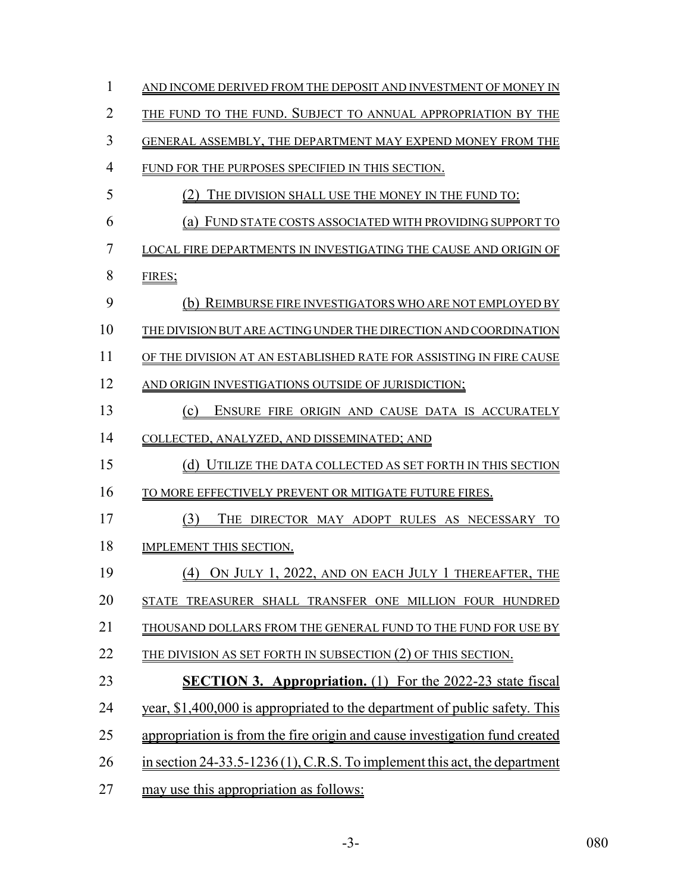AND INCOME DERIVED FROM THE DEPOSIT AND INVESTMENT OF MONEY IN THE FUND TO THE FUND. SUBJECT TO ANNUAL APPROPRIATION BY THE GENERAL ASSEMBLY, THE DEPARTMENT MAY EXPEND MONEY FROM THE FUND FOR THE PURPOSES SPECIFIED IN THIS SECTION.

(2) THE DIVISION SHALL USE THE MONEY IN THE FUND TO:

(a) FUND STATE COSTS ASSOCIATED WITH PROVIDING SUPPORT TO LOCAL FIRE DEPARTMENTS IN INVESTIGATING THE CAUSE AND ORIGIN OF FIRES;

(b) REIMBURSE FIRE INVESTIGATORS WHO ARE NOT EMPLOYED BY THE DIVISION BUT ARE ACTING UNDER THE DIRECTION AND COORDINATION OF THE DIVISION AT AN ESTABLISHED RATE FOR ASSISTING IN FIRE CAUSE AND ORIGIN INVESTIGATIONS OUTSIDE OF JURISDICTION;

(c) ENSURE FIRE ORIGIN AND CAUSE DATA IS ACCURATELY COLLECTED, ANALYZED, AND DISSEMINATED; AND

(d) UTILIZE THE DATA COLLECTED AS SET FORTH IN THIS SECTION TO MORE EFFECTIVELY PREVENT OR MITIGATE FUTURE FIRES.

(3) THE DIRECTOR MAY ADOPT RULES AS NECESSARY TO IMPLEMENT THIS SECTION.

(4) ON JULY 1, 2022, AND ON EACH JULY 1 THEREAFTER, THE STATE TREASURER SHALL TRANSFER ONE MILLION FOUR HUNDRED THOUSAND DOLLARS FROM THE GENERAL FUND TO THE FUND FOR USE BY THE DIVISION AS SET FORTH IN SUBSECTION (2) OF THIS SECTION.

**SECTION 3. Appropriation.** (1) For the 2022-23 state fiscal year, $1,400,000 is appropriated to the department of public safety. This appropriation is from the fire origin and cause investigation fund created in section 24-33.5-1236 (1), C.R.S. To implement this act, the department may use this appropriation as follows: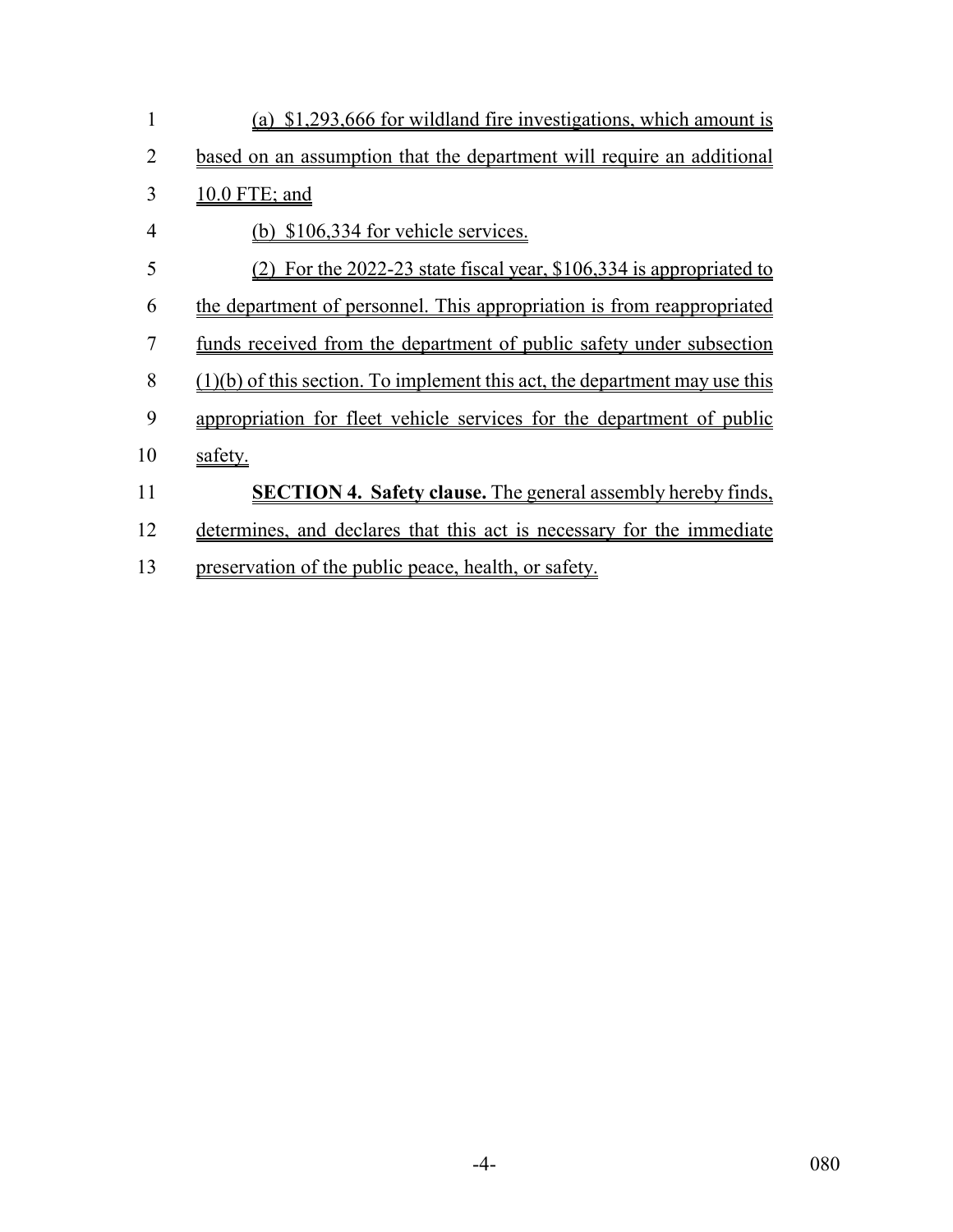(a) $1,293,666 for wildland fire investigations, which amount is based on an assumption that the department will require an additional 10.0 FTE; and

(b) $106,334 for vehicle services.

(2) For the 2022-23 state fiscal year, $106,334 is appropriated to the department of personnel. This appropriation is from reappropriated funds received from the department of public safety under subsection (1)(b) of this section. To implement this act, the department may use this appropriation for fleet vehicle services for the department of public safety.

**SECTION 4. Safety clause.** The general assembly hereby finds, determines, and declares that this act is necessary for the immediate preservation of the public peace, health, or safety.